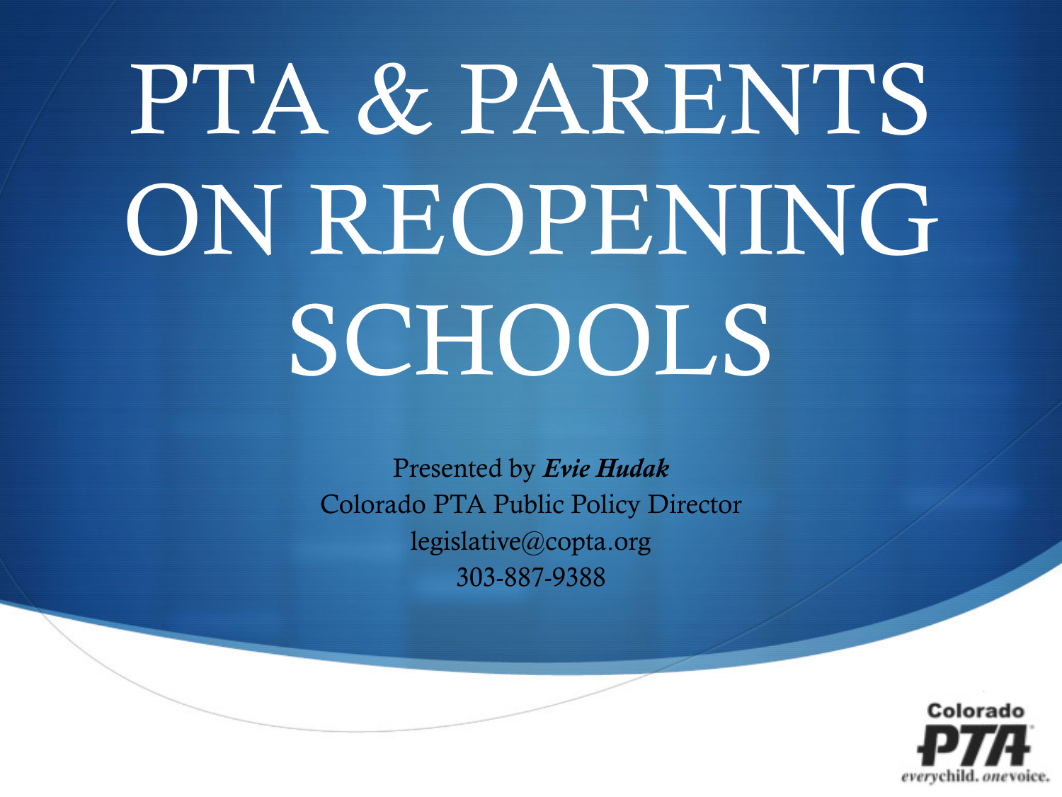# PTA & PARENTS ON REOPENING SCHOOLS

Presented by ***Evie Hudak***
Colorado PTA Public Policy Director
legislative@copta.org
303-887-9388

Colorado PTA
everychild. onevoice.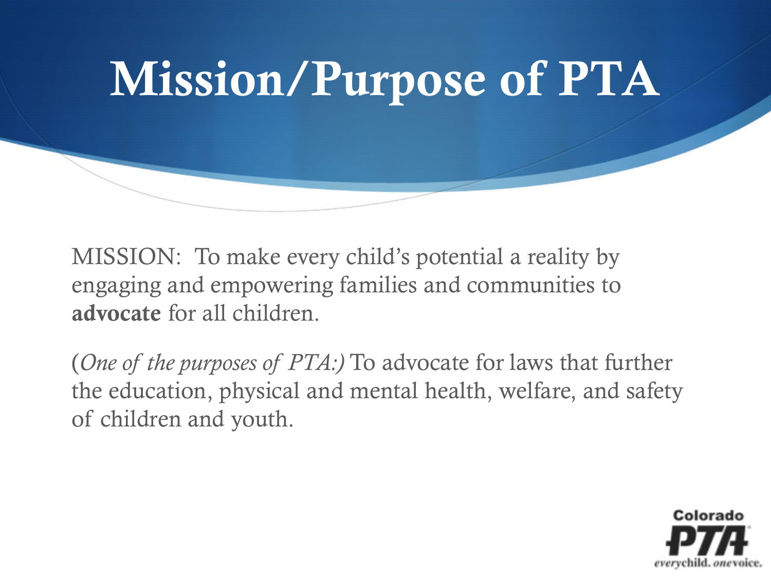# Mission/Purpose of PTA

MISSION: To make every child's potential a reality by engaging and empowering families and communities to **advocate** for all children.

(*One of the purposes of PTA:)* To advocate for laws that further the education, physical and mental health, welfare, and safety of children and youth.

Colorado PTA everychild. onevoice.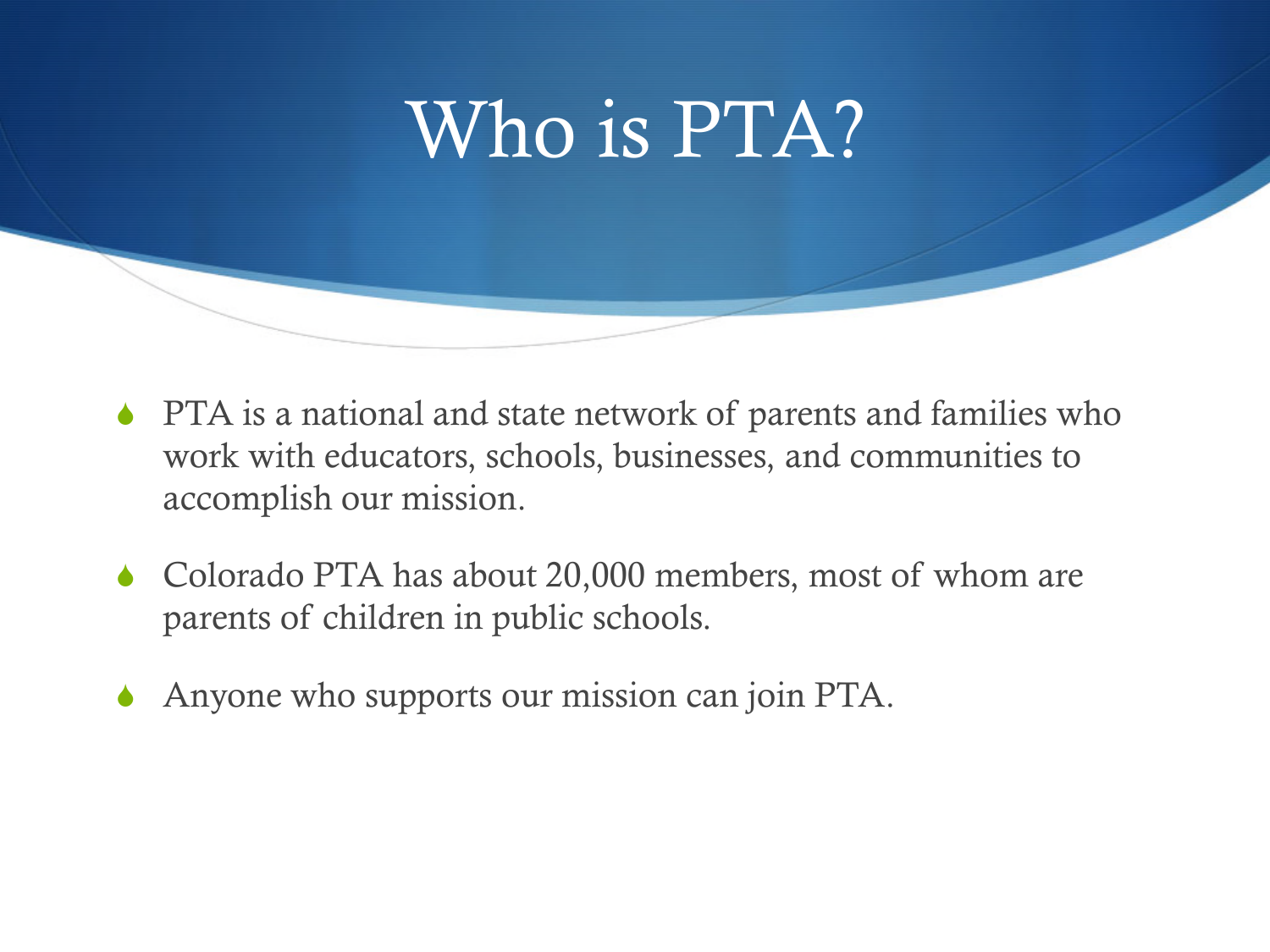# Who is PTA?

- PTA is a national and state network of parents and families who work with educators, schools, businesses, and communities to accomplish our mission.
- Colorado PTA has about 20,000 members, most of whom are parents of children in public schools.
- Anyone who supports our mission can join PTA.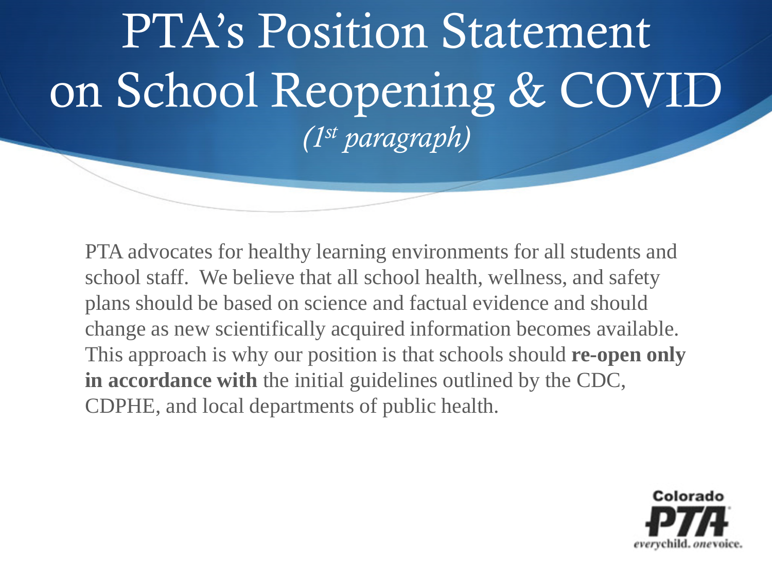# PTA's Position Statement on School Reopening & COVID

*(1st paragraph)*

PTA advocates for healthy learning environments for all students and school staff. We believe that all school health, wellness, and safety plans should be based on science and factual evidence and should change as new scientifically acquired information becomes available. This approach is why our position is that schools should **re-open only in accordance with** the initial guidelines outlined by the CDC, CDPHE, and local departments of public health.

Colorado PTA

*everychild. onevoice.*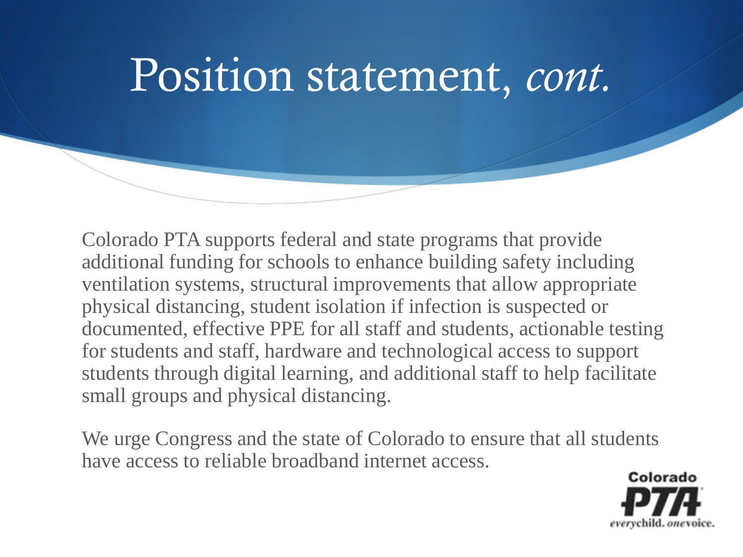# Position statement, *cont.*

Colorado PTA supports federal and state programs that provide additional funding for schools to enhance building safety including ventilation systems, structural improvements that allow appropriate physical distancing, student isolation if infection is suspected or documented, effective PPE for all staff and students, actionable testing for students and staff, hardware and technological access to support students through digital learning, and additional staff to help facilitate small groups and physical distancing.

We urge Congress and the state of Colorado to ensure that all students have access to reliable broadband internet access.

Colorado PTA
*every*child. *one*voice.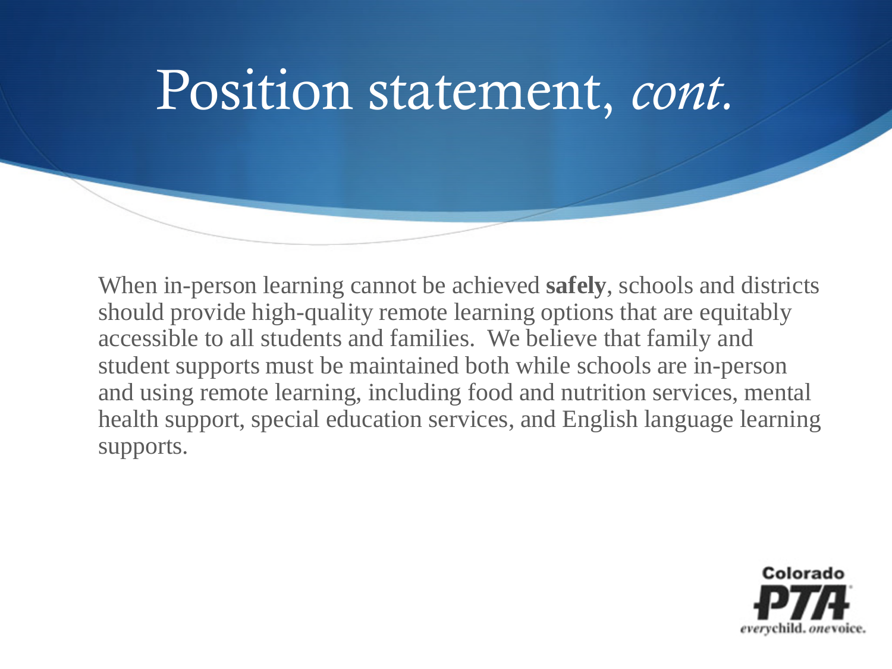# Position statement, *cont.*

When in-person learning cannot be achieved **safely**, schools and districts should provide high-quality remote learning options that are equitably accessible to all students and families. We believe that family and student supports must be maintained both while schools are in-person and using remote learning, including food and nutrition services, mental health support, special education services, and English language learning supports.

Colorado PTA
*everychild.* *one*voice.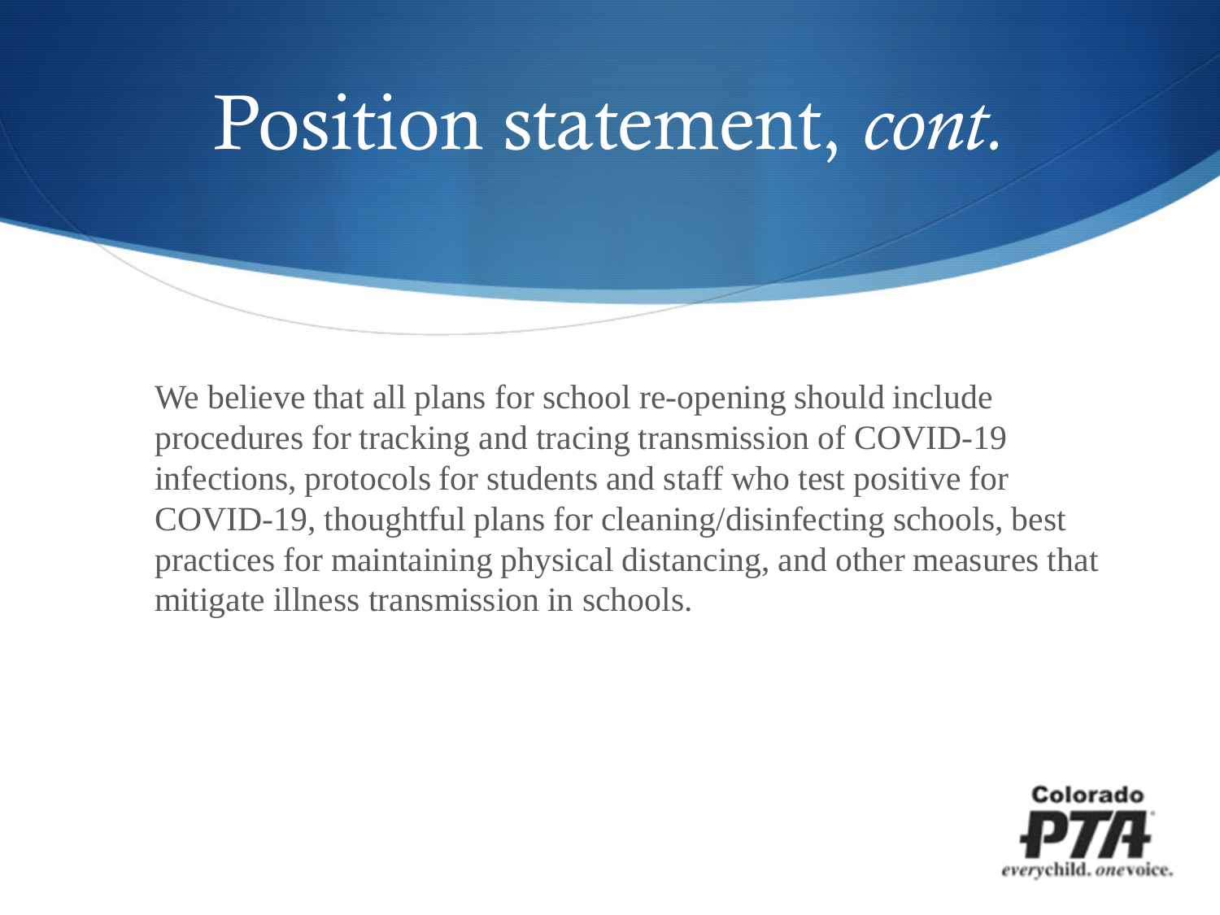# Position statement, *cont.*

We believe that all plans for school re-opening should include procedures for tracking and tracing transmission of COVID-19 infections, protocols for students and staff who test positive for COVID-19, thoughtful plans for cleaning/disinfecting schools, best practices for maintaining physical distancing, and other measures that mitigate illness transmission in schools.

Colorado PTA *everychild. onevoice.*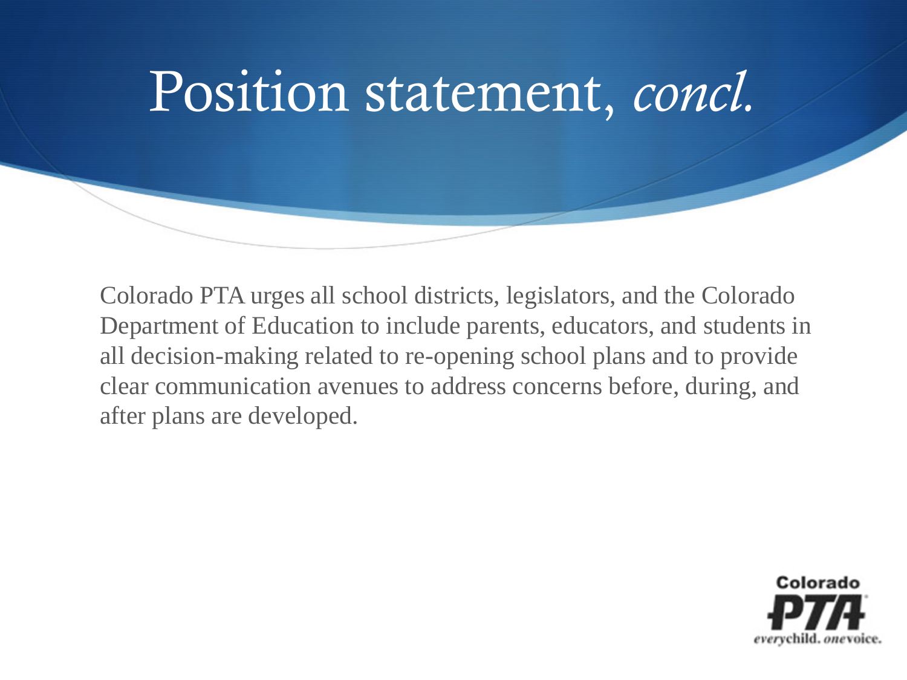# Position statement, *concl.*

Colorado PTA urges all school districts, legislators, and the Colorado Department of Education to include parents, educators, and students in all decision-making related to re-opening school plans and to provide clear communication avenues to address concerns before, during, and after plans are developed.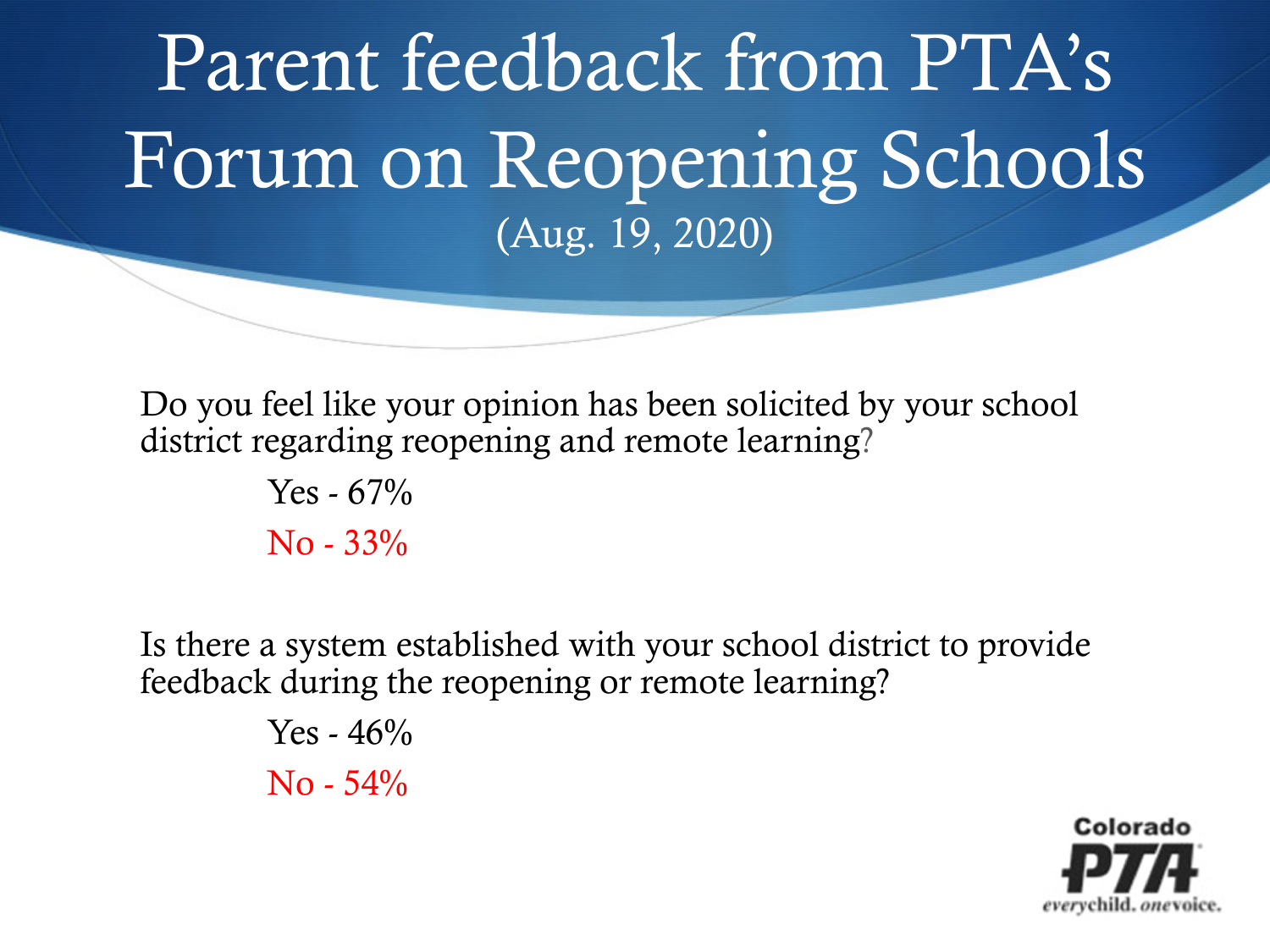# Parent feedback from PTA's Forum on Reopening Schools

(Aug. 19, 2020)

Do you feel like your opinion has been solicited by your school district regarding reopening and remote learning?

Yes - 67%

No - 33%

Is there a system established with your school district to provide feedback during the reopening or remote learning?

Yes - 46%

No - 54%

Colorado PTA

everychild. onevoice.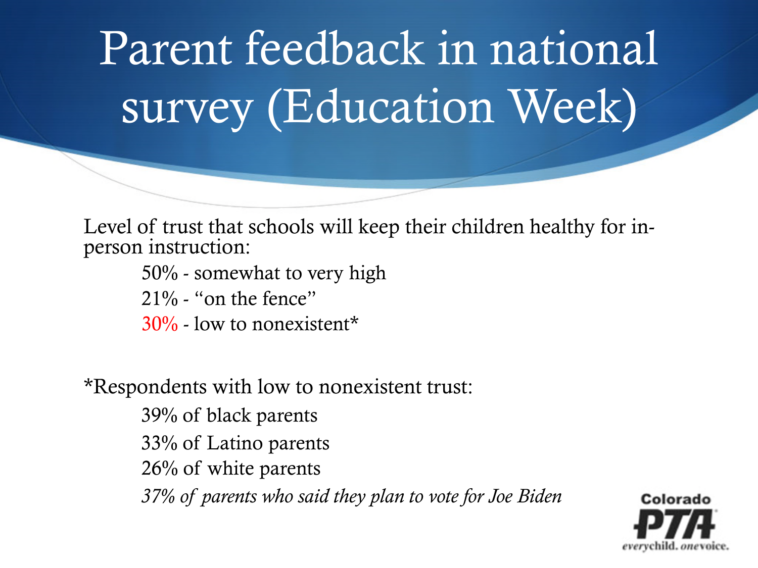# Parent feedback in national survey (Education Week)

Level of trust that schools will keep their children healthy for in-person instruction:

- 50% - somewhat to very high
- 21% - "on the fence"
- 30% - low to nonexistent*

*Respondents with low to nonexistent trust:

- 39% of black parents
- 33% of Latino parents
- 26% of white parents
- *37% of parents who said they plan to vote for Joe Biden*

Colorado PTA everychild. onevoice.